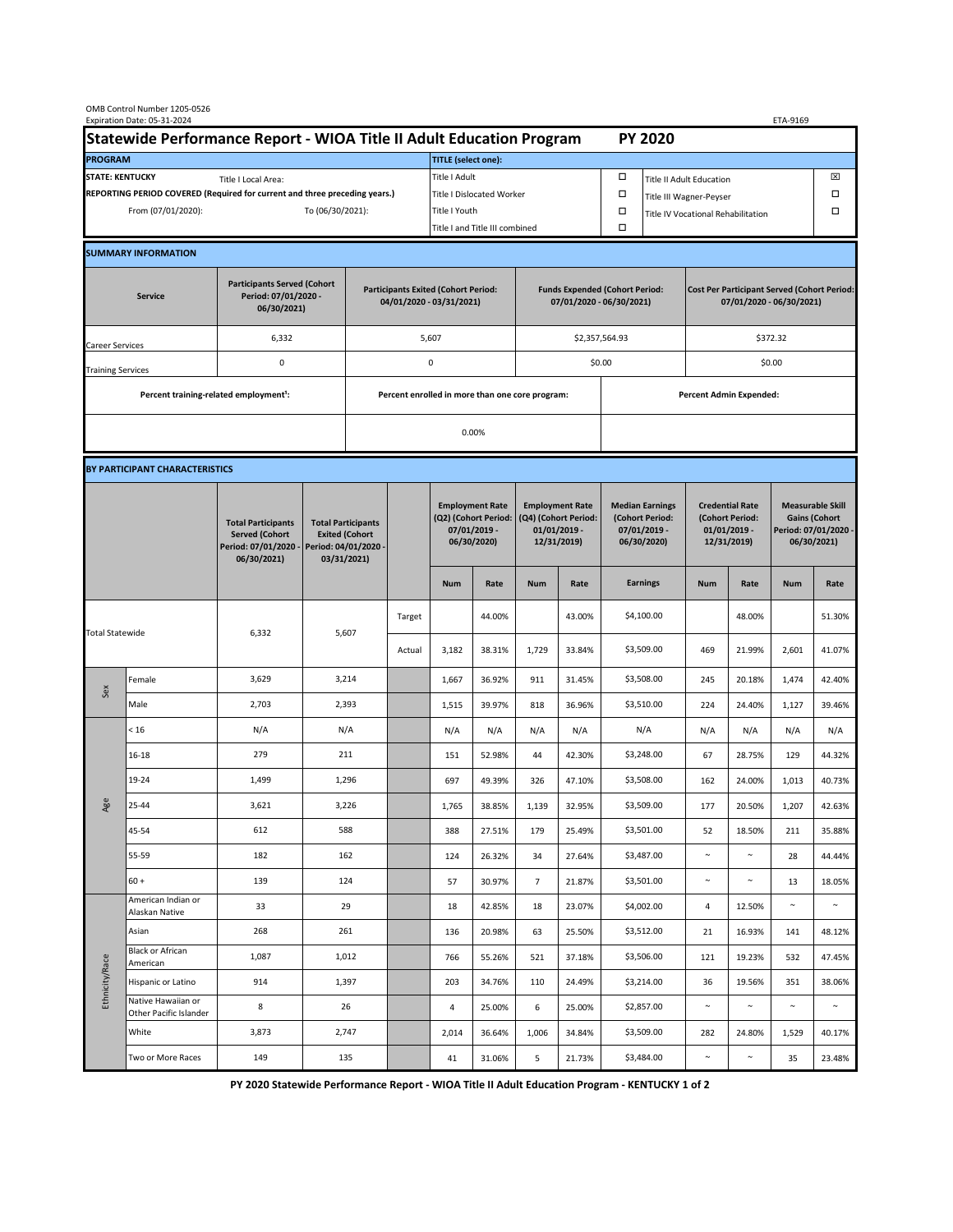OMB Control Number 1205-0526
Expiration Date: 05-31-2024

ETA-9169

# Statewide Performance Report - WIOA Title II Adult Education Program PY 2020

| PROGRAM | | TITLE (select one): | | | |
|---|---|---|---|---|---|
| STATE: KENTUCKY | Title I Local Area: | Title I Adult | ☐ | Title II Adult Education | ☒ |
| REPORTING PERIOD COVERED (Required for current and three preceding years.) | | Title I Dislocated Worker | ☐ | Title III Wagner-Peyser | ☐ |
| From (07/01/2020): | To (06/30/2021): | Title I Youth | ☐ | Title IV Vocational Rehabilitation | ☐ |
| | | Title I and Title III combined | ☐ | | |

## SUMMARY INFORMATION

| Service | Participants Served (Cohort Period: 07/01/2020 - 06/30/2021) | Participants Exited (Cohort Period: 04/01/2020 - 03/31/2021) | Funds Expended (Cohort Period: 07/01/2020 - 06/30/2021) | Cost Per Participant Served (Cohort Period: 07/01/2020 - 06/30/2021) |
|---|---|---|---|---|
| Career Services | 6,332 | 5,607 | $2,357,564.93 | $372.32 |
| Training Services | 0 | 0 | $0.00 | $0.00 |

| Percent training-related employment[1]: | Percent enrolled in more than one core program: | Percent Admin Expended: |
|---|---|---|
| | 0.00% | |

## BY PARTICIPANT CHARACTERISTICS

| | | Total Participants Served (Cohort Period: 07/01/2020 - 06/30/2021) | Total Participants Exited (Cohort Period: 04/01/2020 - 03/31/2021) | | Employment Rate (Q2) (Cohort Period: 07/01/2019 - 06/30/2020) | | Employment Rate (Q4) (Cohort Period: 01/01/2019 - 12/31/2019) | | Median Earnings (Cohort Period: 07/01/2019 - 06/30/2020) | Credential Rate (Cohort Period: 01/01/2019 - 12/31/2019) | | Measurable Skill Gains (Cohort Period: 07/01/2020 - 06/30/2021) | |
|---|---|---|---|---|---|---|---|---|---|---|---|---|---|
| | | | | | Num | Rate | Num | Rate | Earnings | Num | Rate | Num | Rate |
| Total Statewide | | 6,332 | 5,607 | Target | | 44.00% | | 43.00% | $4,100.00 | | 48.00% | | 51.30% |
| | | | | Actual | 3,182 | 38.31% | 1,729 | 33.84% | $3,509.00 | 469 | 21.99% | 2,601 | 41.07% |
| Sex | Female | 3,629 | 3,214 | | 1,667 | 36.92% | 911 | 31.45% | $3,508.00 | 245 | 20.18% | 1,474 | 42.40% |
| | Male | 2,703 | 2,393 | | 1,515 | 39.97% | 818 | 36.96% | $3,510.00 | 224 | 24.40% | 1,127 | 39.46% |
| Age | < 16 | N/A | N/A | | N/A | N/A | N/A | N/A | N/A | N/A | N/A | N/A | N/A |
| | 16-18 | 279 | 211 | | 151 | 52.98% | 44 | 42.30% | $3,248.00 | 67 | 28.75% | 129 | 44.32% |
| | 19-24 | 1,499 | 1,296 | | 697 | 49.39% | 326 | 47.10% | $3,508.00 | 162 | 24.00% | 1,013 | 40.73% |
| | 25-44 | 3,621 | 3,226 | | 1,765 | 38.85% | 1,139 | 32.95% | $3,509.00 | 177 | 20.50% | 1,207 | 42.63% |
| | 45-54 | 612 | 588 | | 388 | 27.51% | 179 | 25.49% | $3,501.00 | 52 | 18.50% | 211 | 35.88% |
| | 55-59 | 182 | 162 | | 124 | 26.32% | 34 | 27.64% | $3,487.00 | ~ | ~ | 28 | 44.44% |
| | 60 + | 139 | 124 | | 57 | 30.97% | 7 | 21.87% | $3,501.00 | ~ | ~ | 13 | 18.05% |
| Ethnicity/Race | American Indian or Alaskan Native | 33 | 29 | | 18 | 42.85% | 18 | 23.07% | $4,002.00 | 4 | 12.50% | ~ | ~ |
| | Asian | 268 | 261 | | 136 | 20.98% | 63 | 25.50% | $3,512.00 | 21 | 16.93% | 141 | 48.12% |
| | Black or African American | 1,087 | 1,012 | | 766 | 55.26% | 521 | 37.18% | $3,506.00 | 121 | 19.23% | 532 | 47.45% |
| | Hispanic or Latino | 914 | 1,397 | | 203 | 34.76% | 110 | 24.49% | $3,214.00 | 36 | 19.56% | 351 | 38.06% |
| | Native Hawaiian or Other Pacific Islander | 8 | 26 | | 4 | 25.00% | 6 | 25.00% | $2,857.00 | ~ | ~ | ~ | ~ |
| | White | 3,873 | 2,747 | | 2,014 | 36.64% | 1,006 | 34.84% | $3,509.00 | 282 | 24.80% | 1,529 | 40.17% |
| | Two or More Races | 149 | 135 | | 41 | 31.06% | 5 | 21.73% | $3,484.00 | ~ | ~ | 35 | 23.48% |

PY 2020 Statewide Performance Report - WIOA Title II Adult Education Program - KENTUCKY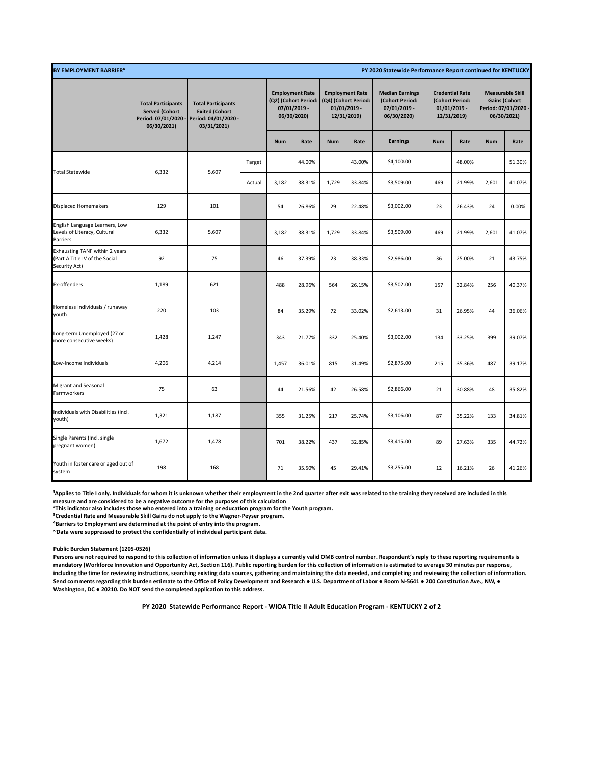| BY EMPLOYMENT BARRIER[4] | | | | | | | | | | | | | |
|---|---|---|---|---|---|---|---|---|---|---|---|---|---|
| | **Total Participants Served (Cohort Period: 07/01/2020 - 06/30/2021)** | **Total Participants Exited (Cohort Period: 04/01/2020 - 03/31/2021)** | | **Employment Rate (Q2) (Cohort Period: 07/01/2019 - 06/30/2020)** | | **Employment Rate (Q4) (Cohort Period: 01/01/2019 - 12/31/2019)** | | **Median Earnings (Cohort Period: 07/01/2019 - 06/30/2020)** | **Credential Rate (Cohort Period: 01/01/2019 - 12/31/2019)** | | **Measurable Skill Gains (Cohort Period: 07/01/2020 - 06/30/2021)** | |
| | | | | **Num** | **Rate** | **Num** | **Rate** | **Earnings** | **Num** | **Rate** | **Num** | **Rate** |
| Total Statewide | 6,332 | 5,607 | Target | | 44.00% | | 43.00% | $4,100.00 | | 48.00% | | 51.30% |
| | | | Actual | 3,182 | 38.31% | 1,729 | 33.84% | $3,509.00 | 469 | 21.99% | 2,601 | 41.07% |
| Displaced Homemakers | 129 | 101 | | 54 | 26.86% | 29 | 22.48% | $3,002.00 | 23 | 26.43% | 24 | 0.00% |
| English Language Learners, Low Levels of Literacy, Cultural Barriers | 6,332 | 5,607 | | 3,182 | 38.31% | 1,729 | 33.84% | $3,509.00 | 469 | 21.99% | 2,601 | 41.07% |
| Exhausting TANF within 2 years (Part A Title IV of the Social Security Act) | 92 | 75 | | 46 | 37.39% | 23 | 38.33% | $2,986.00 | 36 | 25.00% | 21 | 43.75% |
| Ex-offenders | 1,189 | 621 | | 488 | 28.96% | 564 | 26.15% | $3,502.00 | 157 | 32.84% | 256 | 40.37% |
| Homeless Individuals / runaway youth | 220 | 103 | | 84 | 35.29% | 72 | 33.02% | $2,613.00 | 31 | 26.95% | 44 | 36.06% |
| Long-term Unemployed (27 or more consecutive weeks) | 1,428 | 1,247 | | 343 | 21.77% | 332 | 25.40% | $3,002.00 | 134 | 33.25% | 399 | 39.07% |
| Low-Income Individuals | 4,206 | 4,214 | | 1,457 | 36.01% | 815 | 31.49% | $2,875.00 | 215 | 35.36% | 487 | 39.17% |
| Migrant and Seasonal Farmworkers | 75 | 63 | | 44 | 21.56% | 42 | 26.58% | $2,866.00 | 21 | 30.88% | 48 | 35.82% |
| Individuals with Disabilities (incl. youth) | 1,321 | 1,187 | | 355 | 31.25% | 217 | 25.74% | $3,106.00 | 87 | 35.22% | 133 | 34.81% |
| Single Parents (Incl. single pregnant women) | 1,672 | 1,478 | | 701 | 38.22% | 437 | 32.85% | $3,415.00 | 89 | 27.63% | 335 | 44.72% |
| Youth in foster care or aged out of system | 198 | 168 | | 71 | 35.50% | 45 | 29.41% | $3,255.00 | 12 | 16.21% | 26 | 41.26% |

**[1]Applies to Title I only. Individuals for whom it is unknown whether their employment in the 2nd quarter after exit was related to the training they received are included in this measure and are considered to be a negative outcome for the purposes of this calculation**

**[2]This indicator also includes those who entered into a training or education program for the Youth program.**

**[3]Credential Rate and Measurable Skill Gains do not apply to the Wagner-Peyser program.**

**[4]Barriers to Employment are determined at the point of entry into the program.**

**~Data were suppressed to protect the confidentially of individual participant data.**

**Public Burden Statement (1205-0526)**

**Persons are not required to respond to this collection of information unless it displays a currently valid OMB control number. Respondent's reply to these reporting requirements is mandatory (Workforce Innovation and Opportunity Act, Section 116). Public reporting burden for this collection of information is estimated to average 30 minutes per response, including the time for reviewing instructions, searching existing data sources, gathering and maintaining the data needed, and completing and reviewing the collection of information. Send comments regarding this burden estimate to the Office of Policy Development and Research ● U.S. Department of Labor ● Room N-5641 ● 200 Constitution Ave., NW, ● Washington, DC ● 20210. Do NOT send the completed application to this address.**